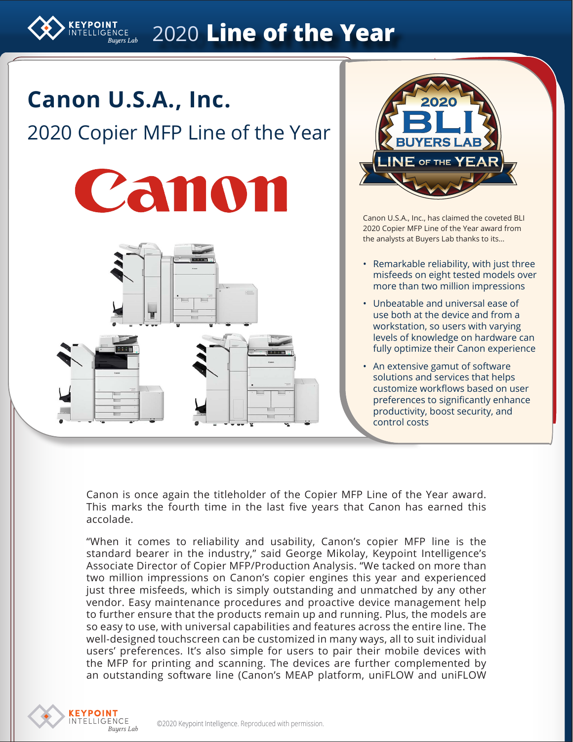# 2020 Line of the Year

## Canon U.S.A., Inc.

### 2020 Copier MFP Line of the Year

Canon U.S.A., Inc., has claimed the coveted BLI 2020 Copier MFP Line of the Year award from the analysts at Buyers Lab thanks to its...

- Remarkable reliability, with just three misfeeds on eight tested models over more than two million impressions
- Unbeatable and universal ease of use both at the device and from a workstation, so users with varying levels of knowledge on hardware can fully optimize their Canon experience
- An extensive gamut of software solutions and services that helps customize workflows based on user preferences to significantly enhance productivity, boost security, and control costs

Canon is once again the titleholder of the Copier MFP Line of the Year award. This marks the fourth time in the last five years that Canon has earned this accolade.

"When it comes to reliability and usability, Canon's copier MFP line is the standard bearer in the industry," said George Mikolay, Keypoint Intelligence's Associate Director of Copier MFP/Production Analysis. "We tacked on more than two million impressions on Canon's copier engines this year and experienced just three misfeeds, which is simply outstanding and unmatched by any other vendor. Easy maintenance procedures and proactive device management help to further ensure that the products remain up and running. Plus, the models are so easy to use, with universal capabilities and features across the entire line. The well-designed touchscreen can be customized in many ways, all to suit individual users' preferences. It's also simple for users to pair their mobile devices with the MFP for printing and scanning. The devices are further complemented by an outstanding software line (Canon's MEAP platform, uniFLOW and uniFLOW

©2020 Keypoint Intelligence. Reproduced with permission.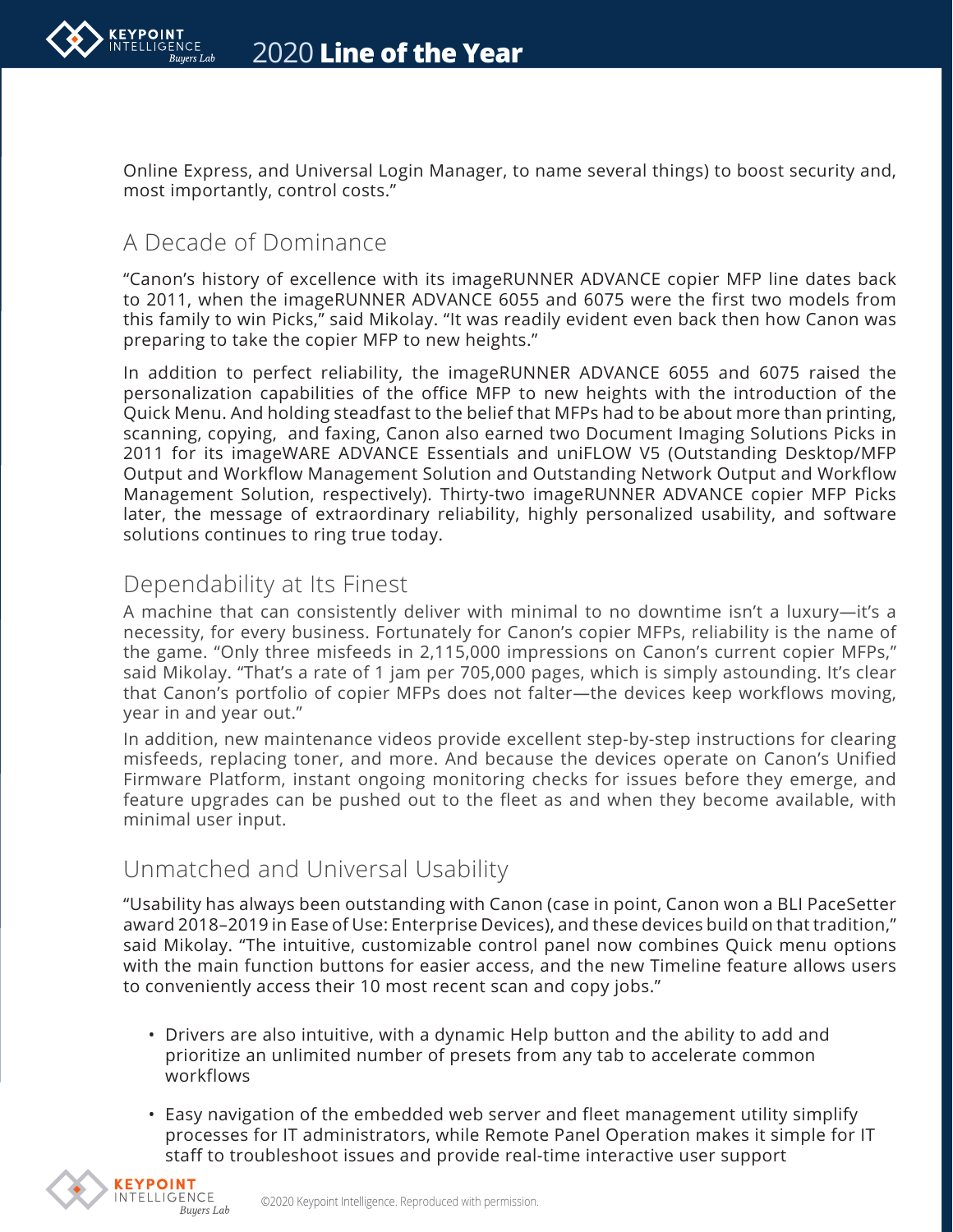Online Express, and Universal Login Manager, to name several things) to boost security and, most importantly, control costs."

## A Decade of Dominance

"Canon's history of excellence with its imageRUNNER ADVANCE copier MFP line dates back to 2011, when the imageRUNNER ADVANCE 6055 and 6075 were the first two models from this family to win Picks," said Mikolay. "It was readily evident even back then how Canon was preparing to take the copier MFP to new heights."

In addition to perfect reliability, the imageRUNNER ADVANCE 6055 and 6075 raised the personalization capabilities of the office MFP to new heights with the introduction of the Quick Menu. And holding steadfast to the belief that MFPs had to be about more than printing, scanning, copying, and faxing, Canon also earned two Document Imaging Solutions Picks in 2011 for its imageWARE ADVANCE Essentials and uniFLOW V5 (Outstanding Desktop/MFP Output and Workflow Management Solution and Outstanding Network Output and Workflow Management Solution, respectively). Thirty-two imageRUNNER ADVANCE copier MFP Picks later, the message of extraordinary reliability, highly personalized usability, and software solutions continues to ring true today.

## Dependability at Its Finest

A machine that can consistently deliver with minimal to no downtime isn't a luxury—it's a necessity, for every business. Fortunately for Canon's copier MFPs, reliability is the name of the game. "Only three misfeeds in 2,115,000 impressions on Canon's current copier MFPs," said Mikolay. "That's a rate of 1 jam per 705,000 pages, which is simply astounding. It's clear that Canon's portfolio of copier MFPs does not falter—the devices keep workflows moving, year in and year out."

In addition, new maintenance videos provide excellent step-by-step instructions for clearing misfeeds, replacing toner, and more. And because the devices operate on Canon's Unified Firmware Platform, instant ongoing monitoring checks for issues before they emerge, and feature upgrades can be pushed out to the fleet as and when they become available, with minimal user input.

## Unmatched and Universal Usability

"Usability has always been outstanding with Canon (case in point, Canon won a BLI PaceSetter award 2018–2019 in Ease of Use: Enterprise Devices), and these devices build on that tradition," said Mikolay. "The intuitive, customizable control panel now combines Quick menu options with the main function buttons for easier access, and the new Timeline feature allows users to conveniently access their 10 most recent scan and copy jobs."

- Drivers are also intuitive, with a dynamic Help button and the ability to add and prioritize an unlimited number of presets from any tab to accelerate common workflows
- Easy navigation of the embedded web server and fleet management utility simplify processes for IT administrators, while Remote Panel Operation makes it simple for IT staff to troubleshoot issues and provide real-time interactive user support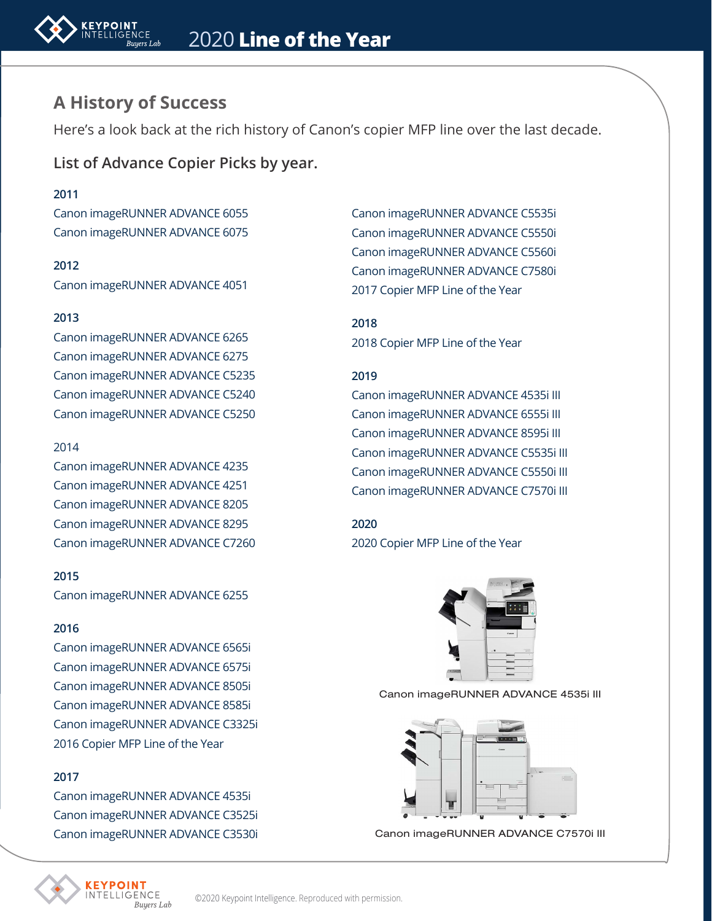## A History of Success

Here's a look back at the rich history of Canon's copier MFP line over the last decade.

### List of Advance Copier Picks by year.

**2011**

Canon imageRUNNER ADVANCE 6055
Canon imageRUNNER ADVANCE 6075

**2012**

Canon imageRUNNER ADVANCE 4051

**2013**

Canon imageRUNNER ADVANCE 6265
Canon imageRUNNER ADVANCE 6275
Canon imageRUNNER ADVANCE C5235
Canon imageRUNNER ADVANCE C5240
Canon imageRUNNER ADVANCE C5250

2014

Canon imageRUNNER ADVANCE 4235
Canon imageRUNNER ADVANCE 4251
Canon imageRUNNER ADVANCE 8205
Canon imageRUNNER ADVANCE 8295
Canon imageRUNNER ADVANCE C7260

**2015**

Canon imageRUNNER ADVANCE 6255

**2016**

Canon imageRUNNER ADVANCE 6565i
Canon imageRUNNER ADVANCE 6575i
Canon imageRUNNER ADVANCE 8505i
Canon imageRUNNER ADVANCE 8585i
Canon imageRUNNER ADVANCE C3325i
2016 Copier MFP Line of the Year

**2017**

Canon imageRUNNER ADVANCE 4535i
Canon imageRUNNER ADVANCE C3525i
Canon imageRUNNER ADVANCE C3530i
Canon imageRUNNER ADVANCE C5535i
Canon imageRUNNER ADVANCE C5550i
Canon imageRUNNER ADVANCE C5560i
Canon imageRUNNER ADVANCE C7580i
2017 Copier MFP Line of the Year

**2018**

2018 Copier MFP Line of the Year

**2019**

Canon imageRUNNER ADVANCE 4535i III
Canon imageRUNNER ADVANCE 6555i III
Canon imageRUNNER ADVANCE 8595i III
Canon imageRUNNER ADVANCE C5535i III
Canon imageRUNNER ADVANCE C5550i III
Canon imageRUNNER ADVANCE C7570i III

**2020**

2020 Copier MFP Line of the Year

Canon imageRUNNER ADVANCE 4535i III

Canon imageRUNNER ADVANCE C7570i III

©2020 Keypoint Intelligence. Reproduced with permission.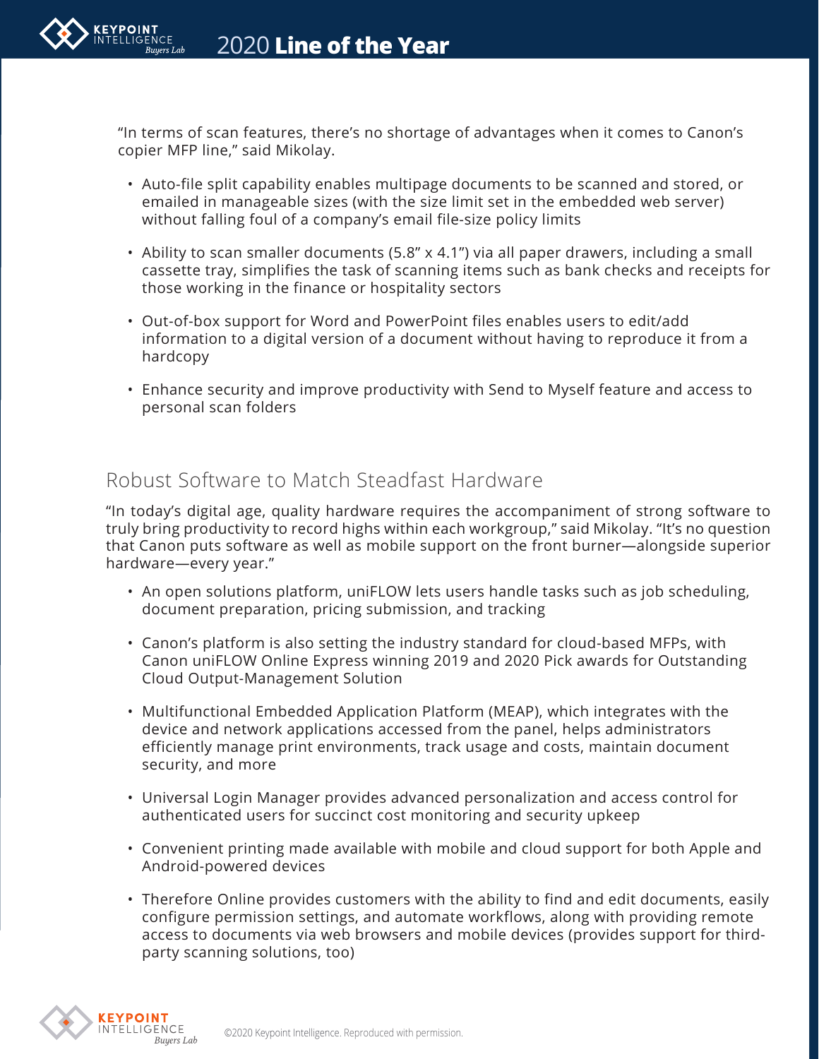"In terms of scan features, there's no shortage of advantages when it comes to Canon's copier MFP line," said Mikolay.

- Auto-file split capability enables multipage documents to be scanned and stored, or emailed in manageable sizes (with the size limit set in the embedded web server) without falling foul of a company's email file-size policy limits
- Ability to scan smaller documents (5.8" x 4.1") via all paper drawers, including a small cassette tray, simplifies the task of scanning items such as bank checks and receipts for those working in the finance or hospitality sectors
- Out-of-box support for Word and PowerPoint files enables users to edit/add information to a digital version of a document without having to reproduce it from a hardcopy
- Enhance security and improve productivity with Send to Myself feature and access to personal scan folders

## Robust Software to Match Steadfast Hardware

"In today's digital age, quality hardware requires the accompaniment of strong software to truly bring productivity to record highs within each workgroup," said Mikolay. "It's no question that Canon puts software as well as mobile support on the front burner—alongside superior hardware—every year."

- An open solutions platform, uniFLOW lets users handle tasks such as job scheduling, document preparation, pricing submission, and tracking
- Canon's platform is also setting the industry standard for cloud-based MFPs, with Canon uniFLOW Online Express winning 2019 and 2020 Pick awards for Outstanding Cloud Output-Management Solution
- Multifunctional Embedded Application Platform (MEAP), which integrates with the device and network applications accessed from the panel, helps administrators efficiently manage print environments, track usage and costs, maintain document security, and more
- Universal Login Manager provides advanced personalization and access control for authenticated users for succinct cost monitoring and security upkeep
- Convenient printing made available with mobile and cloud support for both Apple and Android-powered devices
- Therefore Online provides customers with the ability to find and edit documents, easily configure permission settings, and automate workflows, along with providing remote access to documents via web browsers and mobile devices (provides support for third-party scanning solutions, too)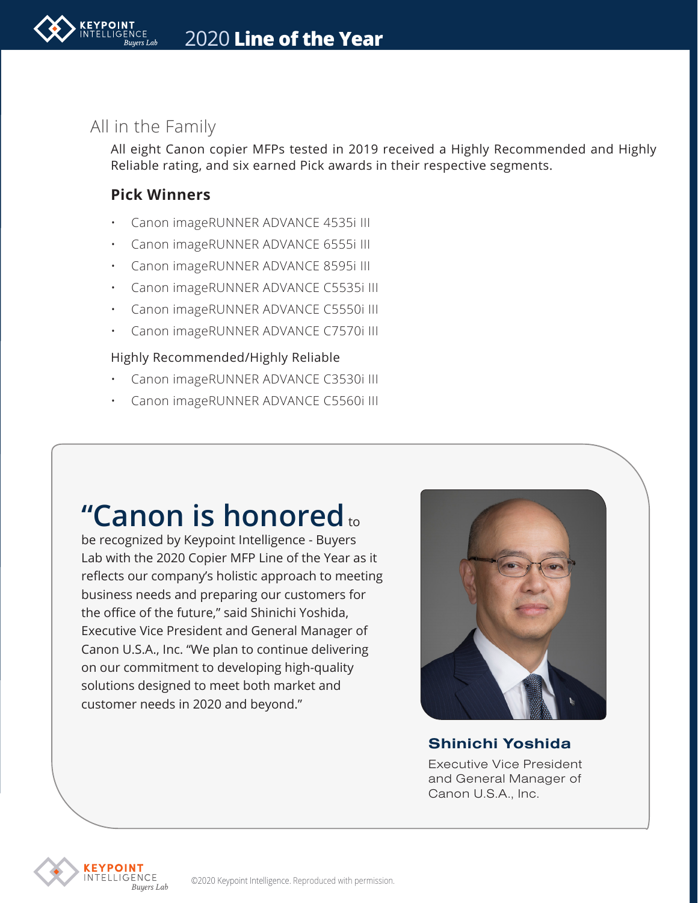## All in the Family

All eight Canon copier MFPs tested in 2019 received a Highly Recommended and Highly Reliable rating, and six earned Pick awards in their respective segments.

### Pick Winners

- Canon imageRUNNER ADVANCE 4535i III
- Canon imageRUNNER ADVANCE 6555i III
- Canon imageRUNNER ADVANCE 8595i III
- Canon imageRUNNER ADVANCE C5535i III
- Canon imageRUNNER ADVANCE C5550i III
- Canon imageRUNNER ADVANCE C7570i III

Highly Recommended/Highly Reliable

- Canon imageRUNNER ADVANCE C3530i III
- Canon imageRUNNER ADVANCE C5560i III

**"Canon is honored** to be recognized by Keypoint Intelligence - Buyers Lab with the 2020 Copier MFP Line of the Year as it reflects our company's holistic approach to meeting business needs and preparing our customers for the office of the future," said Shinichi Yoshida, Executive Vice President and General Manager of Canon U.S.A., Inc. "We plan to continue delivering on our commitment to developing high-quality solutions designed to meet both market and customer needs in 2020 and beyond."

**Shinichi Yoshida**

Executive Vice President and General Manager of Canon U.S.A., Inc.

©2020 Keypoint Intelligence. Reproduced with permission.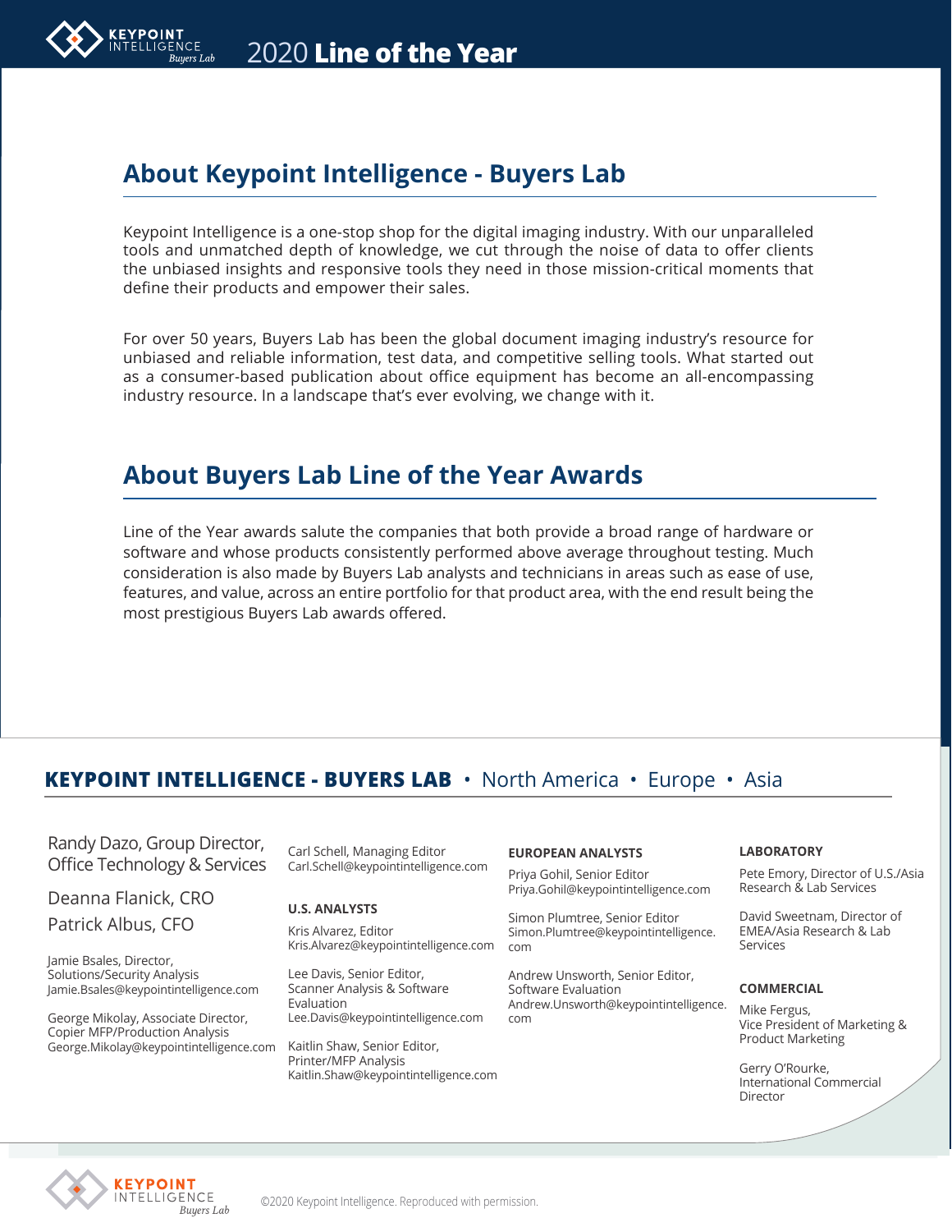## About Keypoint Intelligence - Buyers Lab

Keypoint Intelligence is a one-stop shop for the digital imaging industry. With our unparalleled tools and unmatched depth of knowledge, we cut through the noise of data to offer clients the unbiased insights and responsive tools they need in those mission-critical moments that define their products and empower their sales.

For over 50 years, Buyers Lab has been the global document imaging industry's resource for unbiased and reliable information, test data, and competitive selling tools. What started out as a consumer-based publication about office equipment has become an all-encompassing industry resource. In a landscape that's ever evolving, we change with it.

## About Buyers Lab Line of the Year Awards

Line of the Year awards salute the companies that both provide a broad range of hardware or software and whose products consistently performed above average throughout testing. Much consideration is also made by Buyers Lab analysts and technicians in areas such as ease of use, features, and value, across an entire portfolio for that product area, with the end result being the most prestigious Buyers Lab awards offered.

### KEYPOINT INTELLIGENCE - BUYERS LAB • North America • Europe • Asia

Randy Dazo, Group Director, Office Technology & Services

Deanna Flanick, CRO

Patrick Albus, CFO

Jamie Bsales, Director, Solutions/Security Analysis
Jamie.Bsales@keypointintelligence.com

George Mikolay, Associate Director, Copier MFP/Production Analysis
George.Mikolay@keypointintelligence.com

Carl Schell, Managing Editor
Carl.Schell@keypointintelligence.com

**U.S. ANALYSTS**

Kris Alvarez, Editor
Kris.Alvarez@keypointintelligence.com

Lee Davis, Senior Editor, Scanner Analysis & Software Evaluation
Lee.Davis@keypointintelligence.com

Kaitlin Shaw, Senior Editor, Printer/MFP Analysis
Kaitlin.Shaw@keypointintelligence.com

**EUROPEAN ANALYSTS**

Priya Gohil, Senior Editor
Priya.Gohil@keypointintelligence.com

Simon Plumtree, Senior Editor
Simon.Plumtree@keypointintelligence.com

Andrew Unsworth, Senior Editor, Software Evaluation
Andrew.Unsworth@keypointintelligence.com

**LABORATORY**

Pete Emory, Director of U.S./Asia Research & Lab Services

David Sweetnam, Director of EMEA/Asia Research & Lab Services

**COMMERCIAL**

Mike Fergus, Vice President of Marketing & Product Marketing

Gerry O'Rourke, International Commercial Director

©2020 Keypoint Intelligence. Reproduced with permission.